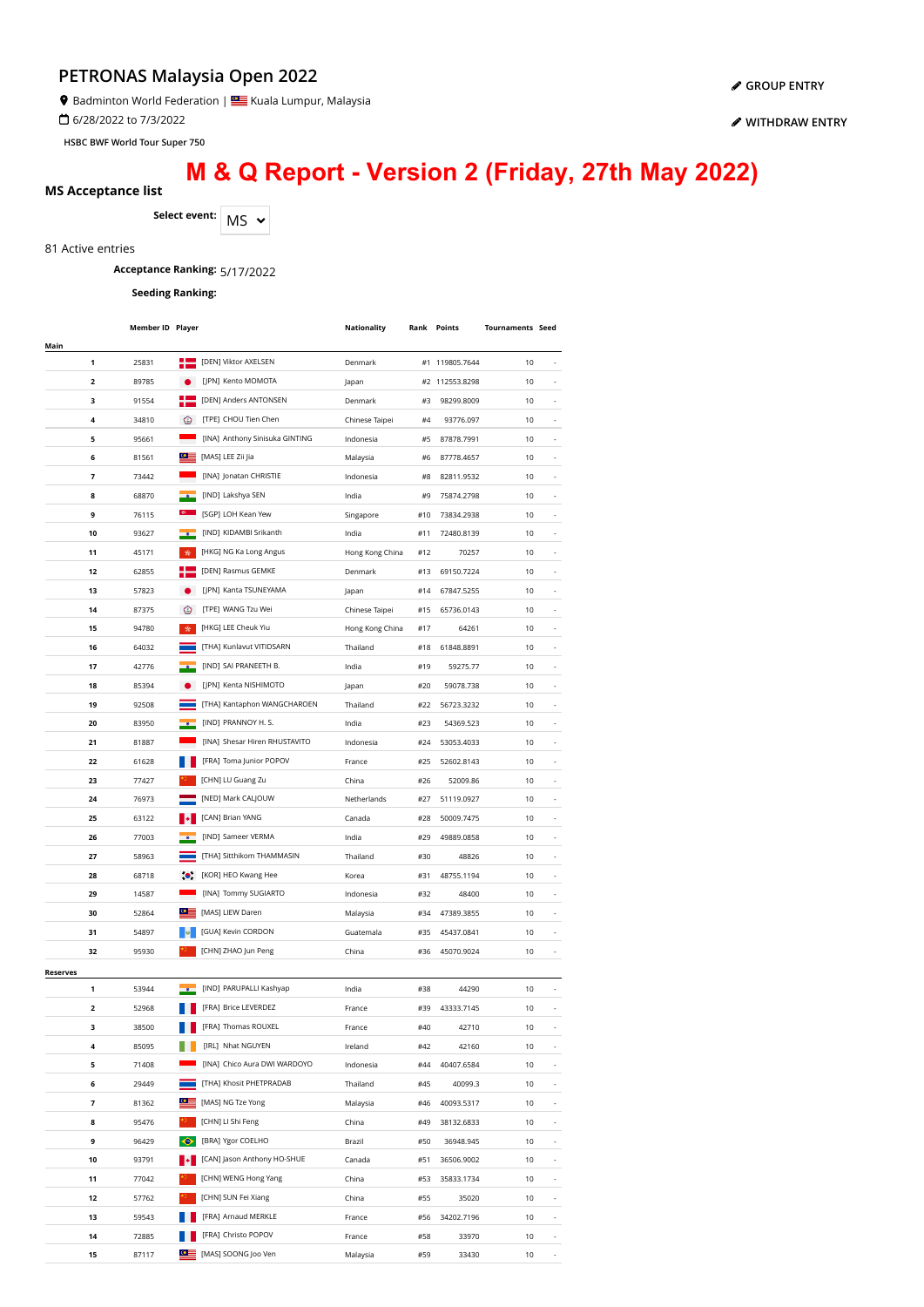# PETRONAS Malaysia Open 2022

Badminton World Federation | Kuala Lumpur, Malaysia

6/28/2022 to 7/3/2022

HSBC BWF World Tour Super 750

GROUP ENTRY

WITHDRAW ENTRY

## M & Q Report - Version 2 (Friday, 27th May 2022)

**MS Acceptance list**

**Select event:** MS

81 Active entries

**Acceptance Ranking:** 5/17/2022

**Seeding Ranking:**

| | | Member ID | Player | Nationality | Rank | Points | Tournaments | Seed |
|---|---|---|---|---|---|---|---|---|
| **Main** | | | | | | | | |
| | 1 | 25831 | [DEN] Viktor AXELSEN | Denmark | #1 | 119805.7644 | 10 | - |
| | 2 | 89785 | [JPN] Kento MOMOTA | Japan | #2 | 112553.8298 | 10 | - |
| | 3 | 91554 | [DEN] Anders ANTONSEN | Denmark | #3 | 98299.8009 | 10 | - |
| | 4 | 34810 | [TPE] CHOU Tien Chen | Chinese Taipei | #4 | 93776.097 | 10 | - |
| | 5 | 95661 | [INA] Anthony Sinisuka GINTING | Indonesia | #5 | 87878.7991 | 10 | - |
| | 6 | 81561 | [MAS] LEE Zii Jia | Malaysia | #6 | 87778.4657 | 10 | - |
| | 7 | 73442 | [INA] Jonatan CHRISTIE | Indonesia | #8 | 82811.9532 | 10 | - |
| | 8 | 68870 | [IND] Lakshya SEN | India | #9 | 75874.2798 | 10 | - |
| | 9 | 76115 | [SGP] LOH Kean Yew | Singapore | #10 | 73834.2938 | 10 | - |
| | 10 | 93627 | [IND] KIDAMBI Srikanth | India | #11 | 72480.8139 | 10 | - |
| | 11 | 45171 | [HKG] NG Ka Long Angus | Hong Kong China | #12 | 70257 | 10 | - |
| | 12 | 62855 | [DEN] Rasmus GEMKE | Denmark | #13 | 69150.7224 | 10 | - |
| | 13 | 57823 | [JPN] Kanta TSUNEYAMA | Japan | #14 | 67847.5255 | 10 | - |
| | 14 | 87375 | [TPE] WANG Tzu Wei | Chinese Taipei | #15 | 65736.0143 | 10 | - |
| | 15 | 94780 | [HKG] LEE Cheuk Yiu | Hong Kong China | #17 | 64261 | 10 | - |
| | 16 | 64032 | [THA] Kunlavut VITIDSARN | Thailand | #18 | 61848.8891 | 10 | - |
| | 17 | 42776 | [IND] SAI PRANEETH B. | India | #19 | 59275.77 | 10 | - |
| | 18 | 85394 | [JPN] Kenta NISHIMOTO | Japan | #20 | 59078.738 | 10 | - |
| | 19 | 92508 | [THA] Kantaphon WANGCHAROEN | Thailand | #22 | 56723.3232 | 10 | - |
| | 20 | 83950 | [IND] PRANNOY H. S. | India | #23 | 54369.523 | 10 | - |
| | 21 | 81887 | [INA] Shesar Hiren RHUSTAVITO | Indonesia | #24 | 53053.4033 | 10 | - |
| | 22 | 61628 | [FRA] Toma Junior POPOV | France | #25 | 52602.8143 | 10 | - |
| | 23 | 77427 | [CHN] LU Guang Zu | China | #26 | 52009.86 | 10 | - |
| | 24 | 76973 | [NED] Mark CALJOUW | Netherlands | #27 | 51119.0927 | 10 | - |
| | 25 | 63122 | [CAN] Brian YANG | Canada | #28 | 50009.7475 | 10 | - |
| | 26 | 77003 | [IND] Sameer VERMA | India | #29 | 49889.0858 | 10 | - |
| | 27 | 58963 | [THA] Sitthikom THAMMASIN | Thailand | #30 | 48826 | 10 | - |
| | 28 | 68718 | [KOR] HEO Kwang Hee | Korea | #31 | 48755.1194 | 10 | - |
| | 29 | 14587 | [INA] Tommy SUGIARTO | Indonesia | #32 | 48400 | 10 | - |
| | 30 | 52864 | [MAS] LIEW Daren | Malaysia | #34 | 47389.3855 | 10 | - |
| | 31 | 54897 | [GUA] Kevin CORDON | Guatemala | #35 | 45437.0841 | 10 | - |
| | 32 | 95930 | [CHN] ZHAO Jun Peng | China | #36 | 45070.9024 | 10 | - |
| **Reserves** | | | | | | | | |
| | 1 | 53944 | [IND] PARUPALLI Kashyap | India | #38 | 44290 | 10 | - |
| | 2 | 52968 | [FRA] Brice LEVERDEZ | France | #39 | 43333.7145 | 10 | - |
| | 3 | 38500 | [FRA] Thomas ROUXEL | France | #40 | 42710 | 10 | - |
| | 4 | 85095 | [IRL] Nhat NGUYEN | Ireland | #42 | 42160 | 10 | - |
| | 5 | 71408 | [INA] Chico Aura DWI WARDOYO | Indonesia | #44 | 40407.6584 | 10 | - |
| | 6 | 29449 | [THA] Khosit PHETPRADAB | Thailand | #45 | 40099.3 | 10 | - |
| | 7 | 81362 | [MAS] NG Tze Yong | Malaysia | #46 | 40093.5317 | 10 | - |
| | 8 | 95476 | [CHN] LI Shi Feng | China | #49 | 38132.6833 | 10 | - |
| | 9 | 96429 | [BRA] Ygor COELHO | Brazil | #50 | 36948.945 | 10 | - |
| | 10 | 93791 | [CAN] Jason Anthony HO-SHUE | Canada | #51 | 36506.9002 | 10 | - |
| | 11 | 77042 | [CHN] WENG Hong Yang | China | #53 | 35833.1734 | 10 | - |
| | 12 | 57762 | [CHN] SUN Fei Xiang | China | #55 | 35020 | 10 | - |
| | 13 | 59543 | [FRA] Arnaud MERKLE | France | #56 | 34202.7196 | 10 | - |
| | 14 | 72885 | [FRA] Christo POPOV | France | #58 | 33970 | 10 | - |
| | 15 | 87117 | [MAS] SOONG Joo Ven | Malaysia | #59 | 33430 | 10 | - |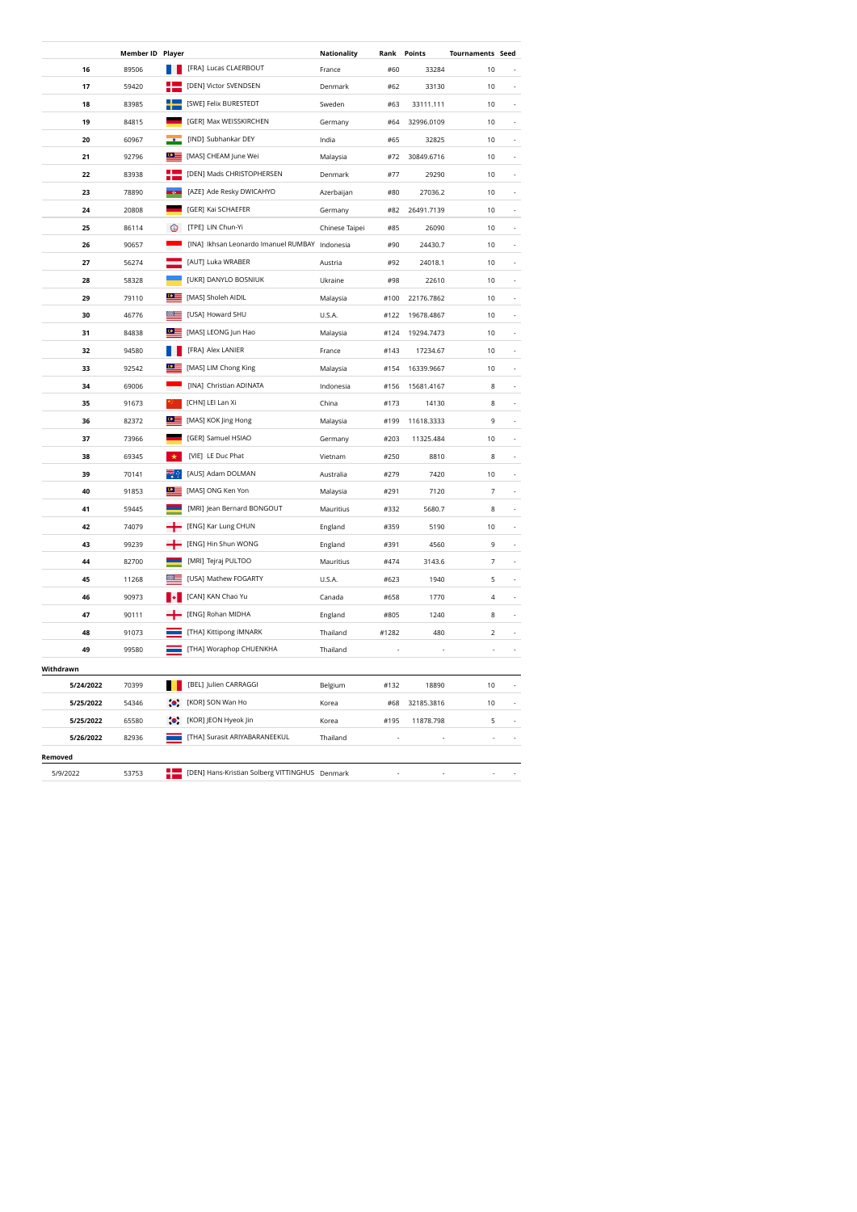| | Member ID | Player | Nationality | Rank | Points | Tournaments | Seed |
|---|---|---|---|---|---|---|---|
| **16** | 89506 | [FRA] Lucas CLAERBOUT | France | #60 | 33284 | 10 | - |
| **17** | 59420 | [DEN] Victor SVENDSEN | Denmark | #62 | 33130 | 10 | - |
| **18** | 83985 | [SWE] Felix BURESTEDT | Sweden | #63 | 33111.111 | 10 | - |
| **19** | 84815 | [GER] Max WEISSKIRCHEN | Germany | #64 | 32996.0109 | 10 | - |
| **20** | 60967 | [IND] Subhankar DEY | India | #65 | 32825 | 10 | - |
| **21** | 92796 | [MAS] CHEAM June Wei | Malaysia | #72 | 30849.6716 | 10 | - |
| **22** | 83938 | [DEN] Mads CHRISTOPHERSEN | Denmark | #77 | 29290 | 10 | - |
| **23** | 78890 | [AZE] Ade Resky DWICAHYO | Azerbaijan | #80 | 27036.2 | 10 | - |
| **24** | 20808 | [GER] Kai SCHAEFER | Germany | #82 | 26491.7139 | 10 | - |
| **25** | 86114 | [TPE] LIN Chun-Yi | Chinese Taipei | #85 | 26090 | 10 | - |
| **26** | 90657 | [INA] Ikhsan Leonardo Imanuel RUMBAY | Indonesia | #90 | 24430.7 | 10 | - |
| **27** | 56274 | [AUT] Luka WRABER | Austria | #92 | 24018.1 | 10 | - |
| **28** | 58328 | [UKR] DANYLO BOSNIUK | Ukraine | #98 | 22610 | 10 | - |
| **29** | 79110 | [MAS] Sholeh AIDIL | Malaysia | #100 | 22176.7862 | 10 | - |
| **30** | 46776 | [USA] Howard SHU | U.S.A. | #122 | 19678.4867 | 10 | - |
| **31** | 84838 | [MAS] LEONG Jun Hao | Malaysia | #124 | 19294.7473 | 10 | - |
| **32** | 94580 | [FRA] Alex LANIER | France | #143 | 17234.67 | 10 | - |
| **33** | 92542 | [MAS] LIM Chong King | Malaysia | #154 | 16339.9667 | 10 | - |
| **34** | 69006 | [INA] Christian ADINATA | Indonesia | #156 | 15681.4167 | 8 | - |
| **35** | 91673 | [CHN] LEI Lan Xi | China | #173 | 14130 | 8 | - |
| **36** | 82372 | [MAS] KOK Jing Hong | Malaysia | #199 | 11618.3333 | 9 | - |
| **37** | 73966 | [GER] Samuel HSIAO | Germany | #203 | 11325.484 | 10 | - |
| **38** | 69345 | [VIE] LE Duc Phat | Vietnam | #250 | 8810 | 8 | - |
| **39** | 70141 | [AUS] Adam DOLMAN | Australia | #279 | 7420 | 10 | - |
| **40** | 91853 | [MAS] ONG Ken Yon | Malaysia | #291 | 7120 | 7 | - |
| **41** | 59445 | [MRI] Jean Bernard BONGOUT | Mauritius | #332 | 5680.7 | 8 | - |
| **42** | 74079 | [ENG] Kar Lung CHUN | England | #359 | 5190 | 10 | - |
| **43** | 99239 | [ENG] Hin Shun WONG | England | #391 | 4560 | 9 | - |
| **44** | 82700 | [MRI] Tejraj PULTOO | Mauritius | #474 | 3143.6 | 7 | - |
| **45** | 11268 | [USA] Mathew FOGARTY | U.S.A. | #623 | 1940 | 5 | - |
| **46** | 90973 | [CAN] KAN Chao Yu | Canada | #658 | 1770 | 4 | - |
| **47** | 90111 | [ENG] Rohan MIDHA | England | #805 | 1240 | 8 | - |
| **48** | 91073 | [THA] Kittipong IMNARK | Thailand | #1282 | 480 | 2 | - |
| **49** | 99580 | [THA] Woraphop CHUENKHA | Thailand | - | - | - | - |

**Withdrawn**

| | Member ID | Player | Nationality | Rank | Points | Tournaments | Seed |
|---|---|---|---|---|---|---|---|
| **5/24/2022** | 70399 | [BEL] Julien CARRAGGI | Belgium | #132 | 18890 | 10 | - |
| **5/25/2022** | 54346 | [KOR] SON Wan Ho | Korea | #68 | 32185.3816 | 10 | - |
| **5/25/2022** | 65580 | [KOR] JEON Hyeok Jin | Korea | #195 | 11878.798 | 5 | - |
| **5/26/2022** | 82936 | [THA] Surasit ARIYABARANEEKUL | Thailand | - | - | - | - |

**Removed**

| | Member ID | Player | Nationality | Rank | Points | Tournaments | Seed |
|---|---|---|---|---|---|---|---|
| 5/9/2022 | 53753 | [DEN] Hans-Kristian Solberg VITTINGHUS | Denmark | - | - | - | - |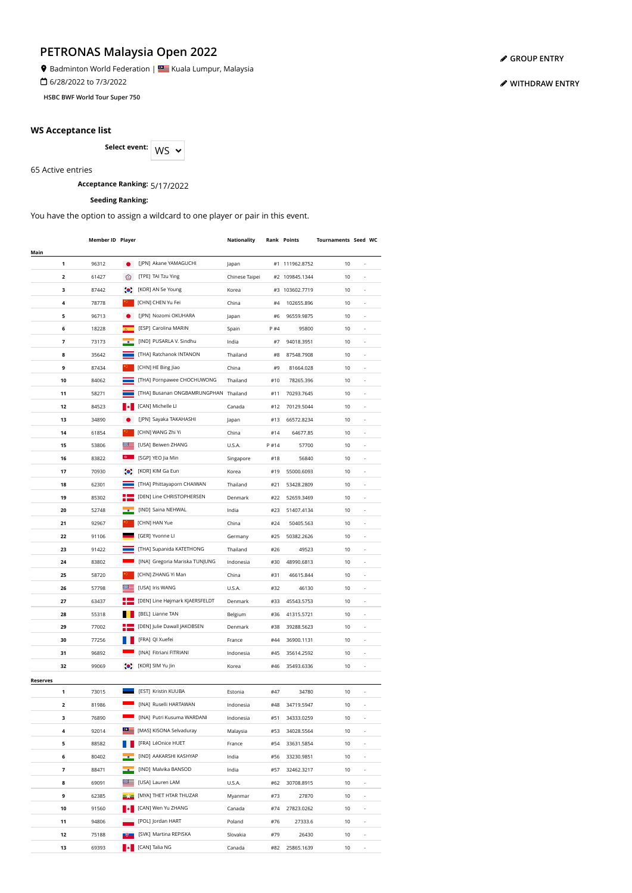# PETRONAS Malaysia Open 2022

Badminton World Federation | Kuala Lumpur, Malaysia

6/28/2022 to 7/3/2022

**HSBC BWF World Tour Super 750**

GROUP ENTRY

WITHDRAW ENTRY

## WS Acceptance list

**Select event:** WS

65 Active entries

**Acceptance Ranking:** 5/17/2022

**Seeding Ranking:**

You have the option to assign a wildcard to one player or pair in this event.

| | | Member ID | Player | Nationality | Rank | Points | Tournaments | Seed | WC |
|---|---|---|---|---|---|---|---|---|---|
| **Main** | | | | | | | | | |
| | **1** | 96312 | [JPN] Akane YAMAGUCHI | Japan | #1 | 111962.8752 | 10 | | - |
| | **2** | 61427 | [TPE] TAI Tzu Ying | Chinese Taipei | #2 | 109845.1344 | 10 | | - |
| | **3** | 87442 | [KOR] AN Se Young | Korea | #3 | 103602.7719 | 10 | | - |
| | **4** | 78778 | [CHN] CHEN Yu Fei | China | #4 | 102655.896 | 10 | | - |
| | **5** | 96713 | [JPN] Nozomi OKUHARA | Japan | #6 | 96559.9875 | 10 | | - |
| | **6** | 18228 | [ESP] Carolina MARIN | Spain | P #4 | 95800 | 10 | | - |
| | **7** | 73173 | [IND] PUSARLA V. Sindhu | India | #7 | 94018.3951 | 10 | | - |
| | **8** | 35642 | [THA] Ratchanok INTANON | Thailand | #8 | 87548.7908 | 10 | | - |
| | **9** | 87434 | [CHN] HE Bing Jiao | China | #9 | 81664.028 | 10 | | - |
| | **10** | 84062 | [THA] Pornpawee CHOCHUWONG | Thailand | #10 | 78265.396 | 10 | | - |
| | **11** | 58271 | [THA] Busanan ONGBAMRUNGPHAN | Thailand | #11 | 70293.7645 | 10 | | - |
| | **12** | 84523 | [CAN] Michelle LI | Canada | #12 | 70129.5044 | 10 | | - |
| | **13** | 34890 | [JPN] Sayaka TAKAHASHI | Japan | #13 | 66572.8234 | 10 | | - |
| | **14** | 61854 | [CHN] WANG Zhi Yi | China | #14 | 64677.85 | 10 | | - |
| | **15** | 53806 | [USA] Beiwen ZHANG | U.S.A. | P #14 | 57700 | 10 | | - |
| | **16** | 83822 | [SGP] YEO Jia Min | Singapore | #18 | 56840 | 10 | | - |
| | **17** | 70930 | [KOR] KIM Ga Eun | Korea | #19 | 55000.6093 | 10 | | - |
| | **18** | 62301 | [THA] Phittayaporn CHAIWAN | Thailand | #21 | 53428.2809 | 10 | | - |
| | **19** | 85302 | [DEN] Line CHRISTOPHERSEN | Denmark | #22 | 52659.3469 | 10 | | - |
| | **20** | 52748 | [IND] Saina NEHWAL | India | #23 | 51407.4134 | 10 | | - |
| | **21** | 92967 | [CHN] HAN Yue | China | #24 | 50405.563 | 10 | | - |
| | **22** | 91106 | [GER] Yvonne LI | Germany | #25 | 50382.2626 | 10 | | - |
| | **23** | 91422 | [THA] Supanida KATETHONG | Thailand | #26 | 49523 | 10 | | - |
| | **24** | 83802 | [INA] Gregoria Mariska TUNJUNG | Indonesia | #30 | 48990.6813 | 10 | | - |
| | **25** | 58720 | [CHN] ZHANG Yi Man | China | #31 | 46615.844 | 10 | | - |
| | **26** | 57798 | [USA] Iris WANG | U.S.A. | #32 | 46130 | 10 | | - |
| | **27** | 63437 | [DEN] Line Højmark KJAERSFELDT | Denmark | #33 | 45543.5753 | 10 | | - |
| | **28** | 55318 | [BEL] Lianne TAN | Belgium | #36 | 41315.5721 | 10 | | - |
| | **29** | 77002 | [DEN] Julie Dawall JAKOBSEN | Denmark | #38 | 39288.5623 | 10 | | - |
| | **30** | 77256 | [FRA] QI Xuefei | France | #44 | 36900.1131 | 10 | | - |
| | **31** | 96892 | [INA] Fitriani FITRIANI | Indonesia | #45 | 35614.2592 | 10 | | - |
| | **32** | 99069 | [KOR] SIM Yu Jin | Korea | #46 | 35493.6336 | 10 | | - |
| **Reserves** | | | | | | | | | |
| | **1** | 73015 | [EST] Kristin KUUBA | Estonia | #47 | 34780 | 10 | | - |
| | **2** | 81986 | [INA] Ruselli HARTAWAN | Indonesia | #48 | 34719.5947 | 10 | | - |
| | **3** | 76890 | [INA] Putri Kusuma WARDANI | Indonesia | #51 | 34333.0259 | 10 | | - |
| | **4** | 92014 | [MAS] KISONA Selvaduray | Malaysia | #53 | 34028.5564 | 10 | | - |
| | **5** | 88582 | [FRA] LéOnice HUET | France | #54 | 33631.5854 | 10 | | - |
| | **6** | 80402 | [IND] AAKARSHI KASHYAP | India | #56 | 33230.9851 | 10 | | - |
| | **7** | 88471 | [IND] Malvika BANSOD | India | #57 | 32462.3217 | 10 | | - |
| | **8** | 69091 | [USA] Lauren LAM | U.S.A. | #62 | 30708.8915 | 10 | | - |
| | **9** | 62385 | [MYA] THET HTAR THUZAR | Myanmar | #73 | 27870 | 10 | | - |
| | **10** | 91560 | [CAN] Wen Yu ZHANG | Canada | #74 | 27823.0262 | 10 | | - |
| | **11** | 94806 | [POL] Jordan HART | Poland | #76 | 27333.6 | 10 | | - |
| | **12** | 75188 | [SVK] Martina REPISKA | Slovakia | #79 | 26430 | 10 | | - |
| | **13** | 69393 | [CAN] Talia NG | Canada | #82 | 25865.1639 | 10 | | - |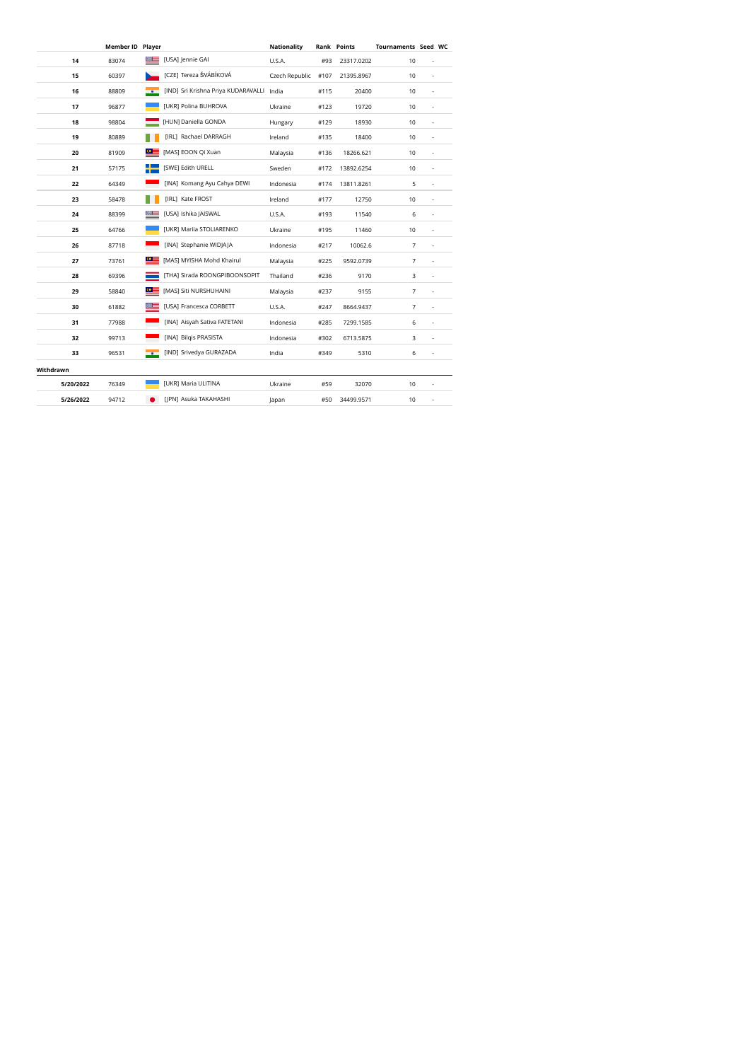| | Member ID | Player | Nationality | Rank | Points | Tournaments | Seed | WC |
|---|---|---|---|---|---|---|---|---|
| **14** | 83074 | [USA] Jennie GAI | U.S.A. | #93 | 23317.0202 | 10 | | - |
| **15** | 60397 | [CZE] Tereza ŠVÁBÍKOVÁ | Czech Republic | #107 | 21395.8967 | 10 | | - |
| **16** | 88809 | [IND] Sri Krishna Priya KUDARAVALLI | India | #115 | 20400 | 10 | | - |
| **17** | 96877 | [UKR] Polina BUHROVA | Ukraine | #123 | 19720 | 10 | | - |
| **18** | 98804 | [HUN] Daniella GONDA | Hungary | #129 | 18930 | 10 | | - |
| **19** | 80889 | [IRL] Rachael DARRAGH | Ireland | #135 | 18400 | 10 | | - |
| **20** | 81909 | [MAS] EOON Qi Xuan | Malaysia | #136 | 18266.621 | 10 | | - |
| **21** | 57175 | [SWE] Edith URELL | Sweden | #172 | 13892.6254 | 10 | | - |
| **22** | 64349 | [INA] Komang Ayu Cahya DEWI | Indonesia | #174 | 13811.8261 | 5 | | - |
| **23** | 58478 | [IRL] Kate FROST | Ireland | #177 | 12750 | 10 | | - |
| **24** | 88399 | [USA] Ishika JAISWAL | U.S.A. | #193 | 11540 | 6 | | - |
| **25** | 64766 | [UKR] Mariia STOLIARENKO | Ukraine | #195 | 11460 | 10 | | - |
| **26** | 87718 | [INA] Stephanie WIDJAJA | Indonesia | #217 | 10062.6 | 7 | | - |
| **27** | 73761 | [MAS] MYISHA Mohd Khairul | Malaysia | #225 | 9592.0739 | 7 | | - |
| **28** | 69396 | [THA] Sirada ROONGPIBOONSOPIT | Thailand | #236 | 9170 | 3 | | - |
| **29** | 58840 | [MAS] Siti NURSHUHAINI | Malaysia | #237 | 9155 | 7 | | - |
| **30** | 61882 | [USA] Francesca CORBETT | U.S.A. | #247 | 8664.9437 | 7 | | - |
| **31** | 77988 | [INA] Aisyah Sativa FATETANI | Indonesia | #285 | 7299.1585 | 6 | | - |
| **32** | 99713 | [INA] Bilqis PRASISTA | Indonesia | #302 | 6713.5875 | 3 | | - |
| **33** | 96531 | [IND] Srivedya GURAZADA | India | #349 | 5310 | 6 | | - |
| **Withdrawn** | | | | | | | | |
| **5/20/2022** | 76349 | [UKR] Maria ULITINA | Ukraine | #59 | 32070 | 10 | | - |
| **5/26/2022** | 94712 | [JPN] Asuka TAKAHASHI | Japan | #50 | 34499.9571 | 10 | | - |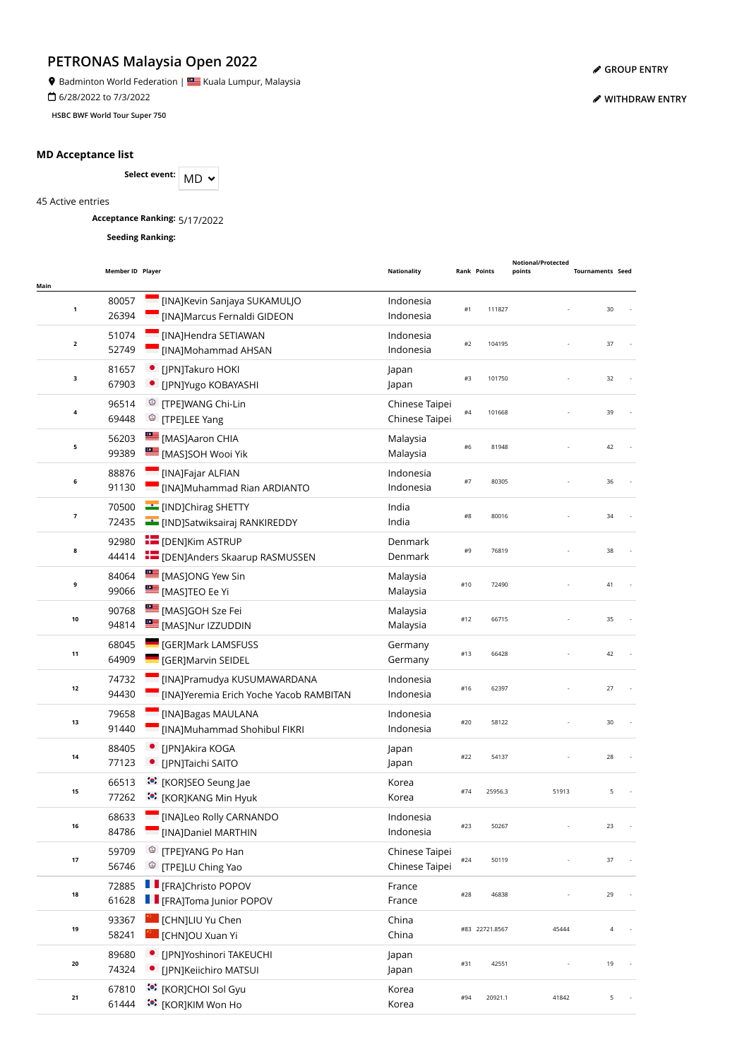# PETRONAS Malaysia Open 2022

Badminton World Federation | Kuala Lumpur, Malaysia

6/28/2022 to 7/3/2022

HSBC BWF World Tour Super 750

GROUP ENTRY

WITHDRAW ENTRY

## MD Acceptance list

**Select event:** MD

45 Active entries

**Acceptance Ranking:** 5/17/2022

**Seeding Ranking:**

| Main | Member ID | Player | Nationality | Rank | Points | Notional/Protected points | Tournaments | Seed |
|---|---|---|---|---|---|---|---|---|
| 1 | 80057<br>26394 | [INA]Kevin Sanjaya SUKAMULJO<br>[INA]Marcus Fernaldi GIDEON | Indonesia<br>Indonesia | #1 | 111827 | - | 30 | - |
| 2 | 51074<br>52749 | [INA]Hendra SETIAWAN<br>[INA]Mohammad AHSAN | Indonesia<br>Indonesia | #2 | 104195 | - | 37 | - |
| 3 | 81657<br>67903 | [JPN]Takuro HOKI<br>[JPN]Yugo KOBAYASHI | Japan<br>Japan | #3 | 101750 | - | 32 | - |
| 4 | 96514<br>69448 | [TPE]WANG Chi-Lin<br>[TPE]LEE Yang | Chinese Taipei<br>Chinese Taipei | #4 | 101668 | - | 39 | - |
| 5 | 56203<br>99389 | [MAS]Aaron CHIA<br>[MAS]SOH Wooi Yik | Malaysia<br>Malaysia | #6 | 81948 | - | 42 | - |
| 6 | 88876<br>91130 | [INA]Fajar ALFIAN<br>[INA]Muhammad Rian ARDIANTO | Indonesia<br>Indonesia | #7 | 80305 | - | 36 | - |
| 7 | 70500<br>72435 | [IND]Chirag SHETTY<br>[IND]Satwiksairaj RANKIREDDY | India<br>India | #8 | 80016 | - | 34 | - |
| 8 | 92980<br>44414 | [DEN]Kim ASTRUP<br>[DEN]Anders Skaarup RASMUSSEN | Denmark<br>Denmark | #9 | 76819 | - | 38 | - |
| 9 | 84064<br>99066 | [MAS]ONG Yew Sin<br>[MAS]TEO Ee Yi | Malaysia<br>Malaysia | #10 | 72490 | - | 41 | - |
| 10 | 90768<br>94814 | [MAS]GOH Sze Fei<br>[MAS]Nur IZZUDDIN | Malaysia<br>Malaysia | #12 | 66715 | - | 35 | - |
| 11 | 68045<br>64909 | [GER]Mark LAMSFUSS<br>[GER]Marvin SEIDEL | Germany<br>Germany | #13 | 66428 | - | 42 | - |
| 12 | 74732<br>94430 | [INA]Pramudya KUSUMAWARDANA<br>[INA]Yeremia Erich Yoche Yacob RAMBITAN | Indonesia<br>Indonesia | #16 | 62397 | - | 27 | - |
| 13 | 79658<br>91440 | [INA]Bagas MAULANA<br>[INA]Muhammad Shohibul FIKRI | Indonesia<br>Indonesia | #20 | 58122 | - | 30 | - |
| 14 | 88405<br>77123 | [JPN]Akira KOGA<br>[JPN]Taichi SAITO | Japan<br>Japan | #22 | 54137 | - | 28 | - |
| 15 | 66513<br>77262 | [KOR]SEO Seung Jae<br>[KOR]KANG Min Hyuk | Korea<br>Korea | #74 | 25956.3 | 51913 | 5 | - |
| 16 | 68633<br>84786 | [INA]Leo Rolly CARNANDO<br>[INA]Daniel MARTHIN | Indonesia<br>Indonesia | #23 | 50267 | - | 23 | - |
| 17 | 59709<br>56746 | [TPE]YANG Po Han<br>[TPE]LU Ching Yao | Chinese Taipei<br>Chinese Taipei | #24 | 50119 | - | 37 | - |
| 18 | 72885<br>61628 | [FRA]Christo POPOV<br>[FRA]Toma Junior POPOV | France<br>France | #28 | 46838 | - | 29 | - |
| 19 | 93367<br>58241 | [CHN]LIU Yu Chen<br>[CHN]OU Xuan Yi | China<br>China | #83 | 22721.8567 | 45444 | 4 | - |
| 20 | 89680<br>74324 | [JPN]Yoshinori TAKEUCHI<br>[JPN]Keiichiro MATSUI | Japan<br>Japan | #31 | 42551 | - | 19 | - |
| 21 | 67810<br>61444 | [KOR]CHOI Sol Gyu<br>[KOR]KIM Won Ho | Korea<br>Korea | #94 | 20921.1 | 41842 | 5 | - |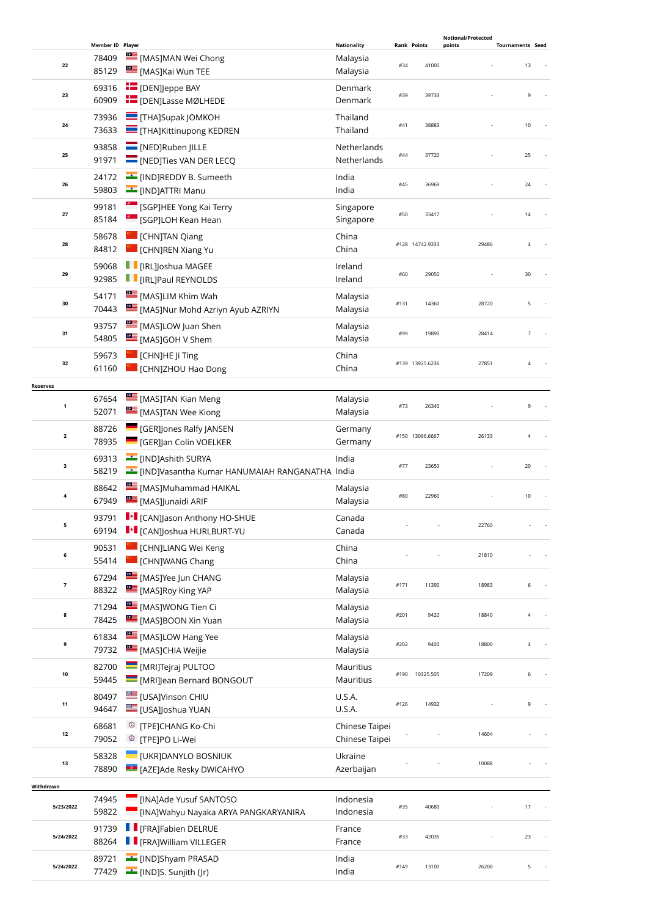| | Member ID | Player | Nationality | Rank | Points | Notional/Protected points | Tournaments | Seed |
|---|---|---|---|---|---|---|---|---|
| 22 | 78409<br>85129 | [MAS]MAN Wei Chong<br>[MAS]Kai Wun TEE | Malaysia<br>Malaysia | #34 | 41000 | - | 13 | - |
| 23 | 69316<br>60909 | [DEN]Jeppe BAY<br>[DEN]Lasse MØLHEDE | Denmark<br>Denmark | #39 | 39733 | - | 9 | - |
| 24 | 73936<br>73633 | [THA]Supak JOMKOH<br>[THA]Kittinupong KEDREN | Thailand<br>Thailand | #41 | 38883 | - | 10 | - |
| 25 | 93858<br>91971 | [NED]Ruben JILLE<br>[NED]Ties VAN DER LECQ | Netherlands<br>Netherlands | #44 | 37720 | - | 25 | - |
| 26 | 24172<br>59803 | [IND]REDDY B. Sumeeth<br>[IND]ATTRI Manu | India<br>India | #45 | 36969 | - | 24 | - |
| 27 | 99181<br>85184 | [SGP]HEE Yong Kai Terry<br>[SGP]LOH Kean Hean | Singapore<br>Singapore | #50 | 33417 | - | 14 | - |
| 28 | 58678<br>84812 | [CHN]TAN Qiang<br>[CHN]REN Xiang Yu | China<br>China | #128 | 14742.9333 | 29486 | 4 | - |
| 29 | 59068<br>92985 | [IRL]Joshua MAGEE<br>[IRL]Paul REYNOLDS | Ireland<br>Ireland | #60 | 29050 | - | 30 | - |
| 30 | 54171<br>70443 | [MAS]LIM Khim Wah<br>[MAS]Nur Mohd Azriyn Ayub AZRIYN | Malaysia<br>Malaysia | #131 | 14360 | 28720 | 5 | - |
| 31 | 93757<br>54805 | [MAS]LOW Juan Shen<br>[MAS]GOH V Shem | Malaysia<br>Malaysia | #99 | 19890 | 28414 | 7 | - |
| 32 | 59673<br>61160 | [CHN]HE Ji Ting<br>[CHN]ZHOU Hao Dong | China<br>China | #139 | 13925.6236 | 27851 | 4 | - |

**Reserves**

| | Member ID | Player | Nationality | Rank | Points | Notional/Protected points | Tournaments | Seed |
|---|---|---|---|---|---|---|---|---|
| 1 | 67654<br>52071 | [MAS]TAN Kian Meng<br>[MAS]TAN Wee Kiong | Malaysia<br>Malaysia | #73 | 26340 | - | 9 | - |
| 2 | 88726<br>78935 | [GER]Jones Ralfy JANSEN<br>[GER]Jan Colin VOELKER | Germany<br>Germany | #150 | 13066.6667 | 26133 | 4 | - |
| 3 | 69313<br>58219 | [IND]Ashith SURYA<br>[IND]Vasantha Kumar HANUMAIAH RANGANATHA | India<br>India | #77 | 23650 | - | 20 | - |
| 4 | 88642<br>67949 | [MAS]Muhammad HAIKAL<br>[MAS]Junaidi ARIF | Malaysia<br>Malaysia | #80 | 22960 | - | 10 | - |
| 5 | 93791<br>69194 | [CAN]Jason Anthony HO-SHUE<br>[CAN]Joshua HURLBURT-YU | Canada<br>Canada | - | - | 22760 | - | - |
| 6 | 90531<br>55414 | [CHN]LIANG Wei Keng<br>[CHN]WANG Chang | China<br>China | - | - | 21810 | - | - |
| 7 | 67294<br>88322 | [MAS]Yee Jun CHANG<br>[MAS]Roy King YAP | Malaysia<br>Malaysia | #171 | 11390 | 18983 | 6 | - |
| 8 | 71294<br>78425 | [MAS]WONG Tien Ci<br>[MAS]BOON Xin Yuan | Malaysia<br>Malaysia | #201 | 9420 | 18840 | 4 | - |
| 9 | 61834<br>79732 | [MAS]LOW Hang Yee<br>[MAS]CHIA Weijie | Malaysia<br>Malaysia | #202 | 9400 | 18800 | 4 | - |
| 10 | 82700<br>59445 | [MRI]Tejraj PULTOO<br>[MRI]Jean Bernard BONGOUT | Mauritius<br>Mauritius | #190 | 10325.505 | 17209 | 6 | - |
| 11 | 80497<br>94647 | [USA]Vinson CHIU<br>[USA]Joshua YUAN | U.S.A.<br>U.S.A. | #126 | 14932 | - | 9 | - |
| 12 | 68681<br>79052 | [TPE]CHANG Ko-Chi<br>[TPE]PO Li-Wei | Chinese Taipei<br>Chinese Taipei | - | - | 14604 | - | - |
| 13 | 58328<br>78890 | [UKR]DANYLO BOSNIUK<br>[AZE]Ade Resky DWICAHYO | Ukraine<br>Azerbaijan | - | - | 10088 | - | - |

**Withdrawn**

| | Member ID | Player | Nationality | Rank | Points | Notional/Protected points | Tournaments | Seed |
|---|---|---|---|---|---|---|---|---|
| 5/23/2022 | 74945<br>59822 | [INA]Ade Yusuf SANTOSO<br>[INA]Wahyu Nayaka ARYA PANGKARYANIRA | Indonesia<br>Indonesia | #35 | 40680 | - | 17 | - |
| 5/24/2022 | 91739<br>88264 | [FRA]Fabien DELRUE<br>[FRA]William VILLEGER | France<br>France | #33 | 42035 | - | 23 | - |
| 5/24/2022 | 89721<br>77429 | [IND]Shyam PRASAD<br>[IND]S. Sunjith (Jr) | India<br>India | #149 | 13100 | 26200 | 5 | - |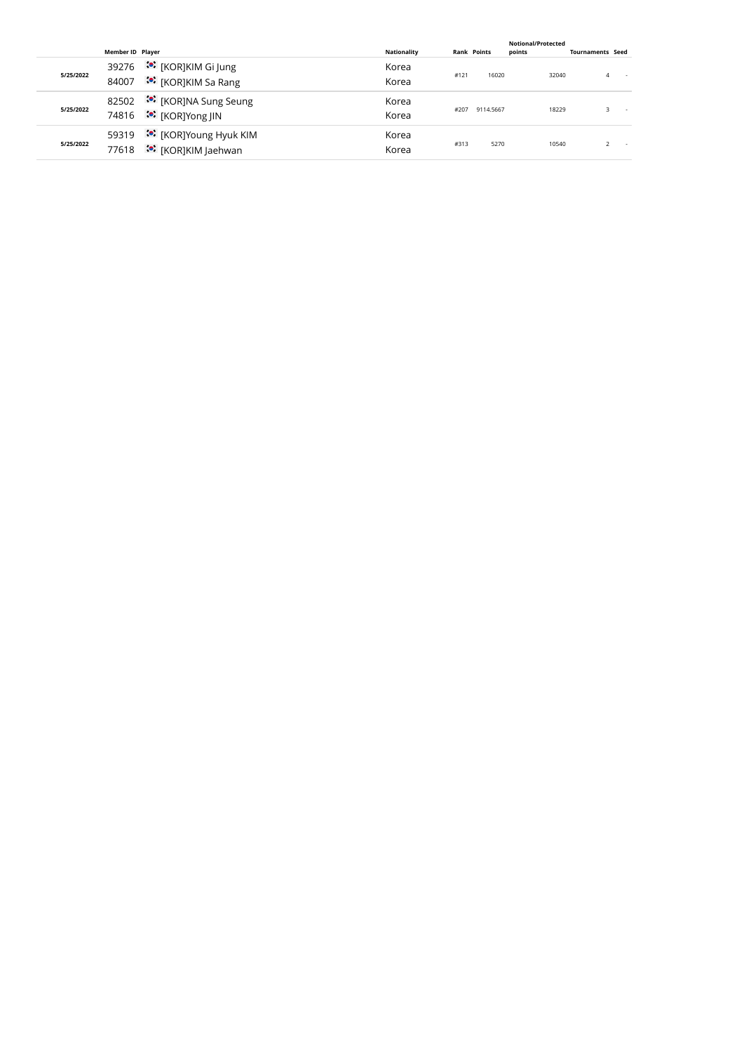| | Member ID | Player | Nationality | Rank | Points | Notional/Protected points | Tournaments | Seed |
|---|---|---|---|---|---|---|---|---|
| 5/25/2022 | 39276 | [KOR]KIM Gi Jung | Korea | #121 | 16020 | 32040 | 4 | - |
| | 84007 | [KOR]KIM Sa Rang | Korea | | | | | |
| 5/25/2022 | 82502 | [KOR]NA Sung Seung | Korea | #207 | 9114.5667 | 18229 | 3 | - |
| | 74816 | [KOR]Yong JIN | Korea | | | | | |
| 5/25/2022 | 59319 | [KOR]Young Hyuk KIM | Korea | #313 | 5270 | 10540 | 2 | - |
| | 77618 | [KOR]KIM Jaehwan | Korea | | | | | |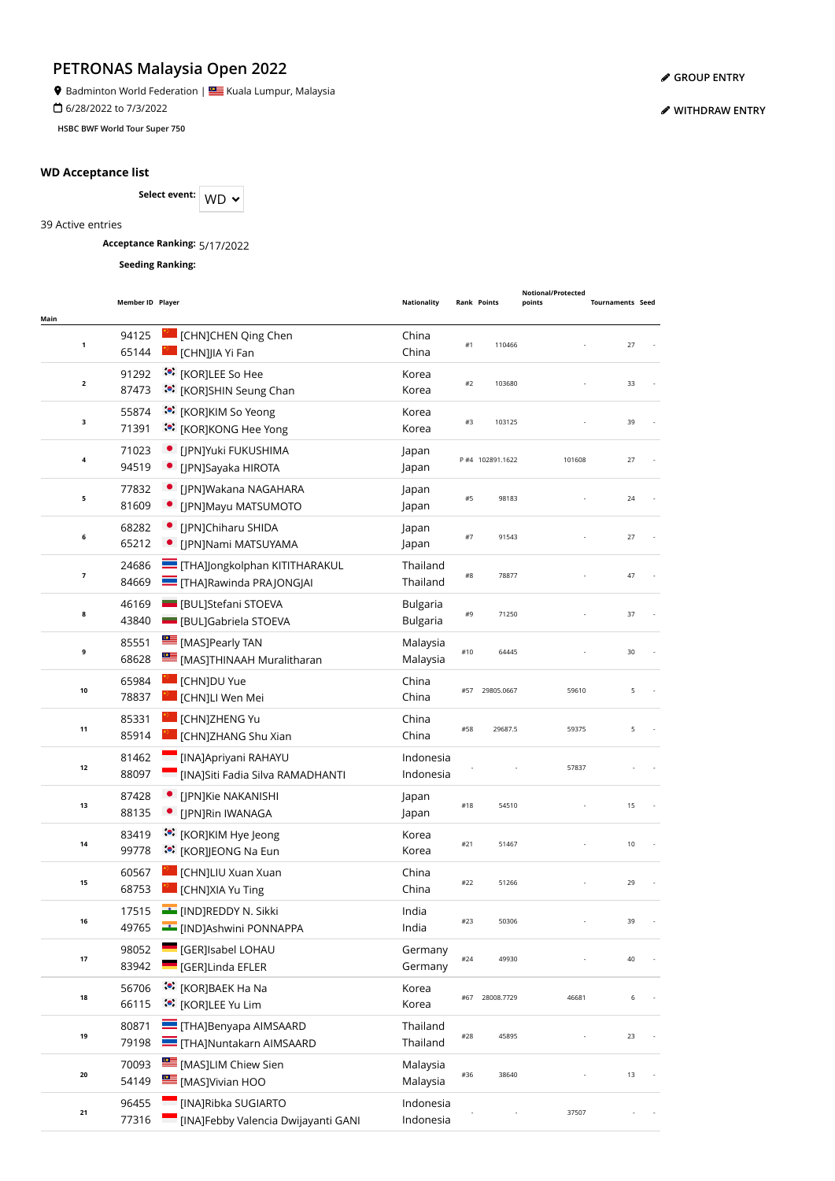# PETRONAS Malaysia Open 2022

Badminton World Federation | Kuala Lumpur, Malaysia

6/28/2022 to 7/3/2022

HSBC BWF World Tour Super 750

GROUP ENTRY

WITHDRAW ENTRY

## WD Acceptance list

**Select event:** WD

39 Active entries

**Acceptance Ranking:** 5/17/2022

**Seeding Ranking:**

| Main | Member ID | Player | Nationality | Rank | Points | Notional/Protected points | Tournaments | Seed |
|---|---|---|---|---|---|---|---|---|
| 1 | 94125<br>65144 | [CHN]CHEN Qing Chen<br>[CHN]JIA Yi Fan | China<br>China | #1 | 110466 | - | 27 | - |
| 2 | 91292<br>87473 | [KOR]LEE So Hee<br>[KOR]SHIN Seung Chan | Korea<br>Korea | #2 | 103680 | - | 33 | - |
| 3 | 55874<br>71391 | [KOR]KIM So Yeong<br>[KOR]KONG Hee Yong | Korea<br>Korea | #3 | 103125 | - | 39 | - |
| 4 | 71023<br>94519 | [JPN]Yuki FUKUSHIMA<br>[JPN]Sayaka HIROTA | Japan<br>Japan | P #4 | 102891.1622 | 101608 | 27 | - |
| 5 | 77832<br>81609 | [JPN]Wakana NAGAHARA<br>[JPN]Mayu MATSUMOTO | Japan<br>Japan | #5 | 98183 | - | 24 | - |
| 6 | 68282<br>65212 | [JPN]Chiharu SHIDA<br>[JPN]Nami MATSUYAMA | Japan<br>Japan | #7 | 91543 | - | 27 | - |
| 7 | 24686<br>84669 | [THA]Jongkolphan KITITHARAKUL<br>[THA]Rawinda PRAJONGJAI | Thailand<br>Thailand | #8 | 78877 | - | 47 | - |
| 8 | 46169<br>43840 | [BUL]Stefani STOEVA<br>[BUL]Gabriela STOEVA | Bulgaria<br>Bulgaria | #9 | 71250 | - | 37 | - |
| 9 | 85551<br>68628 | [MAS]Pearly TAN<br>[MAS]THINAAH Muralitharan | Malaysia<br>Malaysia | #10 | 64445 | - | 30 | - |
| 10 | 65984<br>78837 | [CHN]DU Yue<br>[CHN]LI Wen Mei | China<br>China | #57 | 29805.0667 | 59610 | 5 | - |
| 11 | 85331<br>85914 | [CHN]ZHENG Yu<br>[CHN]ZHANG Shu Xian | China<br>China | #58 | 29687.5 | 59375 | 5 | - |
| 12 | 81462<br>88097 | [INA]Apriyani RAHAYU<br>[INA]Siti Fadia Silva RAMADHANTI | Indonesia<br>Indonesia | - | - | 57837 | - | - |
| 13 | 87428<br>88135 | [JPN]Kie NAKANISHI<br>[JPN]Rin IWANAGA | Japan<br>Japan | #18 | 54510 | - | 15 | - |
| 14 | 83419<br>99778 | [KOR]KIM Hye Jeong<br>[KOR]JEONG Na Eun | Korea<br>Korea | #21 | 51467 | - | 10 | - |
| 15 | 60567<br>68753 | [CHN]LIU Xuan Xuan<br>[CHN]XIA Yu Ting | China<br>China | #22 | 51266 | - | 29 | - |
| 16 | 17515<br>49765 | [IND]REDDY N. Sikki<br>[IND]Ashwini PONNAPPA | India<br>India | #23 | 50306 | - | 39 | - |
| 17 | 98052<br>83942 | [GER]Isabel LOHAU<br>[GER]Linda EFLER | Germany<br>Germany | #24 | 49930 | - | 40 | - |
| 18 | 56706<br>66115 | [KOR]BAEK Ha Na<br>[KOR]LEE Yu Lim | Korea<br>Korea | #67 | 28008.7729 | 46681 | 6 | - |
| 19 | 80871<br>79198 | [THA]Benyapa AIMSAARD<br>[THA]Nuntakarn AIMSAARD | Thailand<br>Thailand | #28 | 45895 | - | 23 | - |
| 20 | 70093<br>54149 | [MAS]LIM Chiew Sien<br>[MAS]Vivian HOO | Malaysia<br>Malaysia | #36 | 38640 | - | 13 | - |
| 21 | 96455<br>77316 | [INA]Ribka SUGIARTO<br>[INA]Febby Valencia Dwijayanti GANI | Indonesia<br>Indonesia | - | - | 37507 | - | - |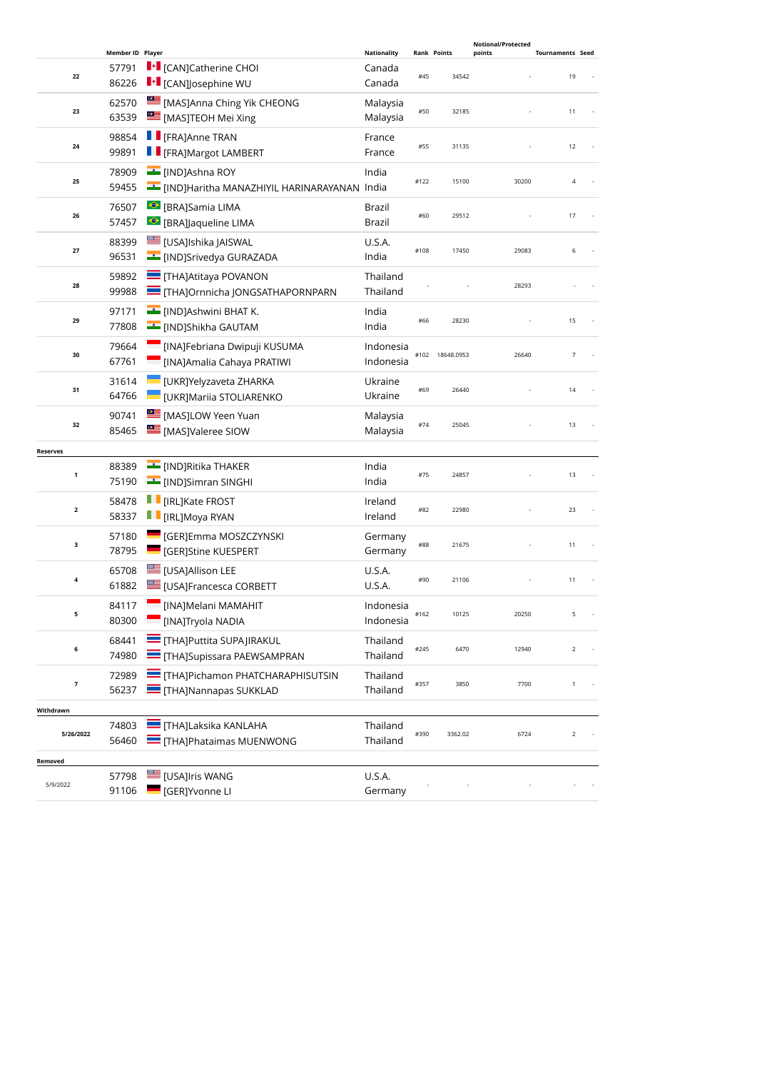| | Member ID | Player | Nationality | Rank | Points | Notional/Protected points | Tournaments | Seed |
|---|---|---|---|---|---|---|---|---|
| 22 | 57791<br>86226 | [CAN]Catherine CHOI<br>[CAN]Josephine WU | Canada<br>Canada | #45 | 34542 | - | 19 | - |
| 23 | 62570<br>63539 | [MAS]Anna Ching Yik CHEONG<br>[MAS]TEOH Mei Xing | Malaysia<br>Malaysia | #50 | 32185 | - | 11 | - |
| 24 | 98854<br>99891 | [FRA]Anne TRAN<br>[FRA]Margot LAMBERT | France<br>France | #55 | 31135 | - | 12 | - |
| 25 | 78909<br>59455 | [IND]Ashna ROY<br>[IND]Haritha MANAZHIYIL HARINARAYANAN | India<br>India | #122 | 15100 | 30200 | 4 | - |
| 26 | 76507<br>57457 | [BRA]Samia LIMA<br>[BRA]Jaqueline LIMA | Brazil<br>Brazil | #60 | 29512 | - | 17 | - |
| 27 | 88399<br>96531 | [USA]Ishika JAISWAL<br>[IND]Srivedya GURAZADA | U.S.A.<br>India | #108 | 17450 | 29083 | 6 | - |
| 28 | 59892<br>99988 | [THA]Atitaya POVANON<br>[THA]Ornnicha JONGSATHAPORNPARN | Thailand<br>Thailand | - | - | 28293 | - | - |
| 29 | 97171<br>77808 | [IND]Ashwini BHAT K.<br>[IND]Shikha GAUTAM | India<br>India | #66 | 28230 | - | 15 | - |
| 30 | 79664<br>67761 | [INA]Febriana Dwipuji KUSUMA<br>[INA]Amalia Cahaya PRATIWI | Indonesia<br>Indonesia | #102 | 18648.0953 | 26640 | 7 | - |
| 31 | 31614<br>64766 | [UKR]Yelyzaveta ZHARKA<br>[UKR]Mariia STOLIARENKO | Ukraine<br>Ukraine | #69 | 26440 | - | 14 | - |
| 32 | 90741<br>85465 | [MAS]LOW Yeen Yuan<br>[MAS]Valeree SIOW | Malaysia<br>Malaysia | #74 | 25045 | - | 13 | - |
| **Reserves** | | | | | | | | |
| 1 | 88389<br>75190 | [IND]Ritika THAKER<br>[IND]Simran SINGHI | India<br>India | #75 | 24857 | - | 13 | - |
| 2 | 58478<br>58337 | [IRL]Kate FROST<br>[IRL]Moya RYAN | Ireland<br>Ireland | #82 | 22980 | - | 23 | - |
| 3 | 57180<br>78795 | [GER]Emma MOSZCZYNSKI<br>[GER]Stine KUESPERT | Germany<br>Germany | #88 | 21675 | - | 11 | - |
| 4 | 65708<br>61882 | [USA]Allison LEE<br>[USA]Francesca CORBETT | U.S.A.<br>U.S.A. | #90 | 21106 | - | 11 | - |
| 5 | 84117<br>80300 | [INA]Melani MAMAHIT<br>[INA]Tryola NADIA | Indonesia<br>Indonesia | #162 | 10125 | 20250 | 5 | - |
| 6 | 68441<br>74980 | [THA]Puttita SUPAJIRAKUL<br>[THA]Supissara PAEWSAMPRAN | Thailand<br>Thailand | #245 | 6470 | 12940 | 2 | - |
| 7 | 72989<br>56237 | [THA]Pichamon PHATCHARAPHISUTSIN<br>[THA]Nannapas SUKKLAD | Thailand<br>Thailand | #357 | 3850 | 7700 | 1 | - |
| **Withdrawn** | | | | | | | | |
| 5/26/2022 | 74803<br>56460 | [THA]Laksika KANLAHA<br>[THA]Phataimas MUENWONG | Thailand<br>Thailand | #390 | 3362.02 | 6724 | 2 | - |
| **Removed** | | | | | | | | |
| 5/9/2022 | 57798<br>91106 | [USA]Iris WANG<br>[GER]Yvonne LI | U.S.A.<br>Germany | - | - | - | - | - |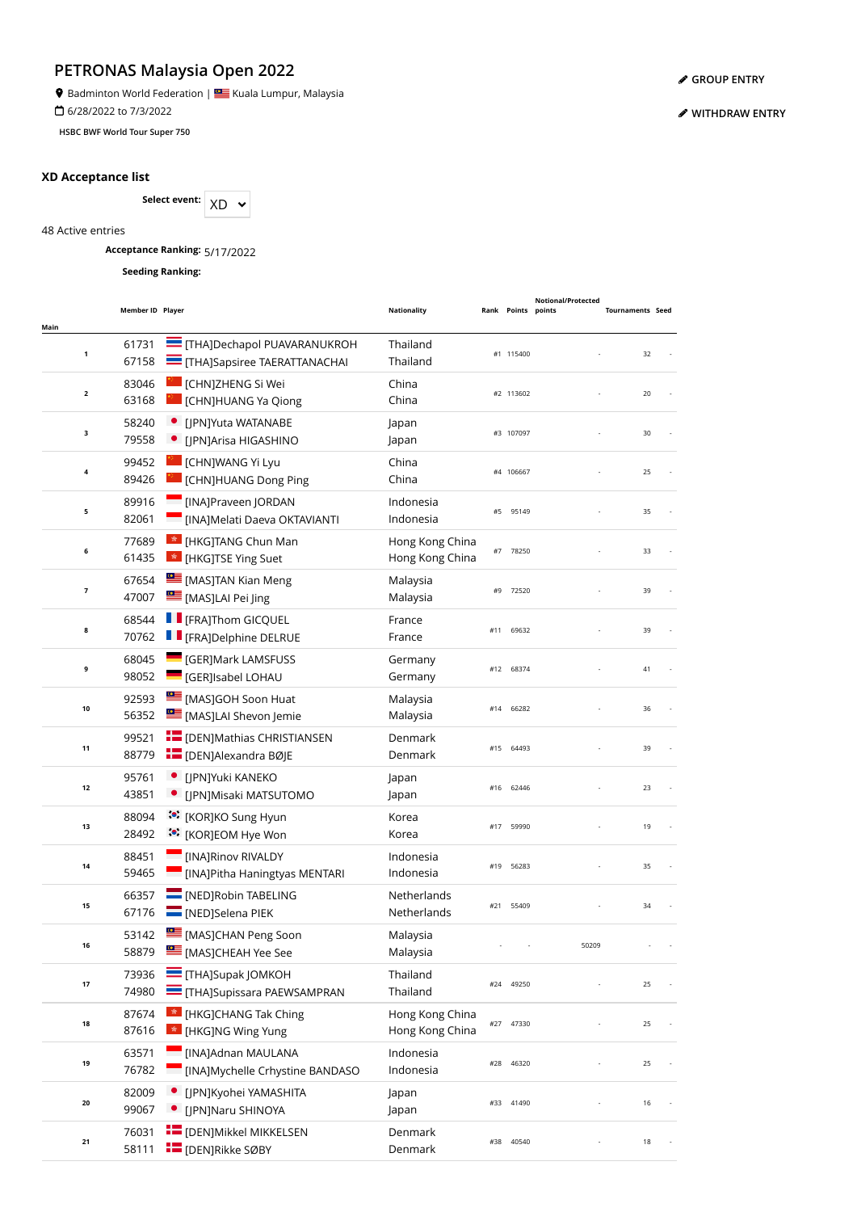# PETRONAS Malaysia Open 2022

Badminton World Federation | Kuala Lumpur, Malaysia

6/28/2022 to 7/3/2022

HSBC BWF World Tour Super 750

GROUP ENTRY

WITHDRAW ENTRY

## XD Acceptance list

**Select event:** XD

48 Active entries

**Acceptance Ranking:** 5/17/2022

**Seeding Ranking:**

| Main | Member ID | Player | Nationality | Rank | Points | Notional/Protected points | Tournaments | Seed |
|---|---|---|---|---|---|---|---|---|
| 1 | 61731<br>67158 | [THA]Dechapol PUAVARANUKROH<br>[THA]Sapsiree TAERATTANACHAI | Thailand<br>Thailand | #1 | 115400 | - | 32 | - |
| 2 | 83046<br>63168 | [CHN]ZHENG Si Wei<br>[CHN]HUANG Ya Qiong | China<br>China | #2 | 113602 | - | 20 | - |
| 3 | 58240<br>79558 | [JPN]Yuta WATANABE<br>[JPN]Arisa HIGASHINO | Japan<br>Japan | #3 | 107097 | - | 30 | - |
| 4 | 99452<br>89426 | [CHN]WANG Yi Lyu<br>[CHN]HUANG Dong Ping | China<br>China | #4 | 106667 | - | 25 | - |
| 5 | 89916<br>82061 | [INA]Praveen JORDAN<br>[INA]Melati Daeva OKTAVIANTI | Indonesia<br>Indonesia | #5 | 95149 | - | 35 | - |
| 6 | 77689<br>61435 | [HKG]TANG Chun Man<br>[HKG]TSE Ying Suet | Hong Kong China<br>Hong Kong China | #7 | 78250 | - | 33 | - |
| 7 | 67654<br>47007 | [MAS]TAN Kian Meng<br>[MAS]LAI Pei Jing | Malaysia<br>Malaysia | #9 | 72520 | - | 39 | - |
| 8 | 68544<br>70762 | [FRA]Thom GICQUEL<br>[FRA]Delphine DELRUE | France<br>France | #11 | 69632 | - | 39 | - |
| 9 | 68045<br>98052 | [GER]Mark LAMSFUSS<br>[GER]Isabel LOHAU | Germany<br>Germany | #12 | 68374 | - | 41 | - |
| 10 | 92593<br>56352 | [MAS]GOH Soon Huat<br>[MAS]LAI Shevon Jemie | Malaysia<br>Malaysia | #14 | 66282 | - | 36 | - |
| 11 | 99521<br>88779 | [DEN]Mathias CHRISTIANSEN<br>[DEN]Alexandra BØJE | Denmark<br>Denmark | #15 | 64493 | - | 39 | - |
| 12 | 95761<br>43851 | [JPN]Yuki KANEKO<br>[JPN]Misaki MATSUTOMO | Japan<br>Japan | #16 | 62446 | - | 23 | - |
| 13 | 88094<br>28492 | [KOR]KO Sung Hyun<br>[KOR]EOM Hye Won | Korea<br>Korea | #17 | 59990 | - | 19 | - |
| 14 | 88451<br>59465 | [INA]Rinov RIVALDY<br>[INA]Pitha Haningtyas MENTARI | Indonesia<br>Indonesia | #19 | 56283 | - | 35 | - |
| 15 | 66357<br>67176 | [NED]Robin TABELING<br>[NED]Selena PIEK | Netherlands<br>Netherlands | #21 | 55409 | - | 34 | - |
| 16 | 53142<br>58879 | [MAS]CHAN Peng Soon<br>[MAS]CHEAH Yee See | Malaysia<br>Malaysia | - | - | 50209 | - | - |
| 17 | 73936<br>74980 | [THA]Supak JOMKOH<br>[THA]Supissara PAEWSAMPRAN | Thailand<br>Thailand | #24 | 49250 | - | 25 | - |
| 18 | 87674<br>87616 | [HKG]CHANG Tak Ching<br>[HKG]NG Wing Yung | Hong Kong China<br>Hong Kong China | #27 | 47330 | - | 25 | - |
| 19 | 63571<br>76782 | [INA]Adnan MAULANA<br>[INA]Mychelle Crhystine BANDASO | Indonesia<br>Indonesia | #28 | 46320 | - | 25 | - |
| 20 | 82009<br>99067 | [JPN]Kyohei YAMASHITA<br>[JPN]Naru SHINOYA | Japan<br>Japan | #33 | 41490 | - | 16 | - |
| 21 | 76031<br>58111 | [DEN]Mikkel MIKKELSEN<br>[DEN]Rikke SØBY | Denmark<br>Denmark | #38 | 40540 | - | 18 | - |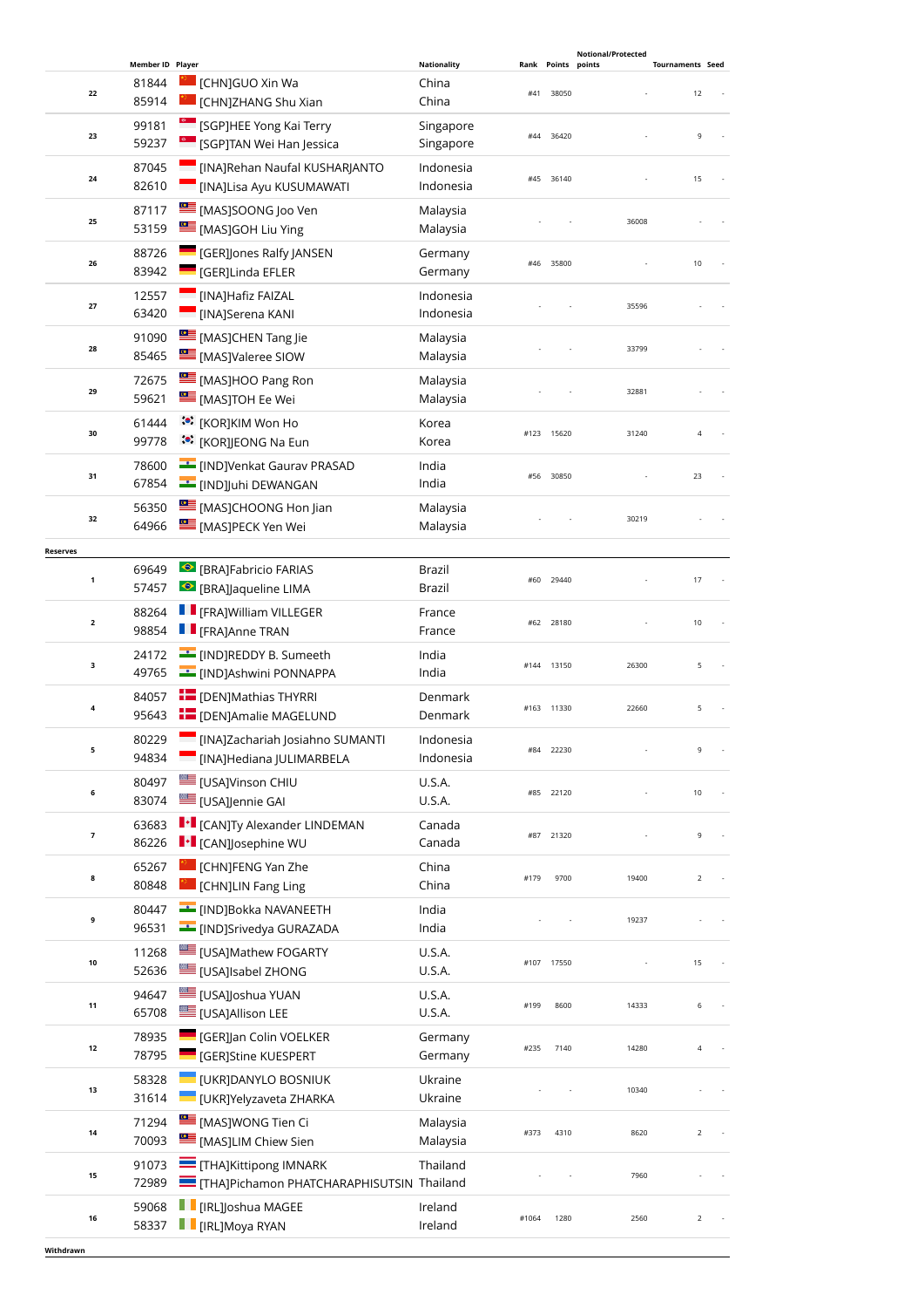| | Member ID | Player | Nationality | Rank | Points | Notional/Protected points | Tournaments | Seed |
|---|---|---|---|---|---|---|---|---|
| 22 | 81844<br>85914 | [CHN]GUO Xin Wa<br>[CHN]ZHANG Shu Xian | China<br>China | #41 | 38050 | - | 12 | - |
| 23 | 99181<br>59237 | [SGP]HEE Yong Kai Terry<br>[SGP]TAN Wei Han Jessica | Singapore<br>Singapore | #44 | 36420 | - | 9 | - |
| 24 | 87045<br>82610 | [INA]Rehan Naufal KUSHARJANTO<br>[INA]Lisa Ayu KUSUMAWATI | Indonesia<br>Indonesia | #45 | 36140 | - | 15 | - |
| 25 | 87117<br>53159 | [MAS]SOONG Joo Ven<br>[MAS]GOH Liu Ying | Malaysia<br>Malaysia | - | - | 36008 | - | - |
| 26 | 88726<br>83942 | [GER]Jones Ralfy JANSEN<br>[GER]Linda EFLER | Germany<br>Germany | #46 | 35800 | - | 10 | - |
| 27 | 12557<br>63420 | [INA]Hafiz FAIZAL<br>[INA]Serena KANI | Indonesia<br>Indonesia | - | - | 35596 | - | - |
| 28 | 91090<br>85465 | [MAS]CHEN Tang Jie<br>[MAS]Valeree SIOW | Malaysia<br>Malaysia | - | - | 33799 | - | - |
| 29 | 72675<br>59621 | [MAS]HOO Pang Ron<br>[MAS]TOH Ee Wei | Malaysia<br>Malaysia | - | - | 32881 | - | - |
| 30 | 61444<br>99778 | [KOR]KIM Won Ho<br>[KOR]JEONG Na Eun | Korea<br>Korea | #123 | 15620 | 31240 | 4 | - |
| 31 | 78600<br>67854 | [IND]Venkat Gaurav PRASAD<br>[IND]Juhi DEWANGAN | India<br>India | #56 | 30850 | - | 23 | - |
| 32 | 56350<br>64966 | [MAS]CHOONG Hon Jian<br>[MAS]PECK Yen Wei | Malaysia<br>Malaysia | - | - | 30219 | - | - |

**Reserves**

| | Member ID | Player | Nationality | Rank | Points | Notional/Protected points | Tournaments | Seed |
|---|---|---|---|---|---|---|---|---|
| 1 | 69649<br>57457 | [BRA]Fabricio FARIAS<br>[BRA]Jaqueline LIMA | Brazil<br>Brazil | #60 | 29440 | - | 17 | - |
| 2 | 88264<br>98854 | [FRA]William VILLEGER<br>[FRA]Anne TRAN | France<br>France | #62 | 28180 | - | 10 | - |
| 3 | 24172<br>49765 | [IND]REDDY B. Sumeeth<br>[IND]Ashwini PONNAPPA | India<br>India | #144 | 13150 | 26300 | 5 | - |
| 4 | 84057<br>95643 | [DEN]Mathias THYRRI<br>[DEN]Amalie MAGELUND | Denmark<br>Denmark | #163 | 11330 | 22660 | 5 | - |
| 5 | 80229<br>94834 | [INA]Zachariah Josiahno SUMANTI<br>[INA]Hediana JULIMARBELA | Indonesia<br>Indonesia | #84 | 22230 | - | 9 | - |
| 6 | 80497<br>83074 | [USA]Vinson CHIU<br>[USA]Jennie GAI | U.S.A.<br>U.S.A. | #85 | 22120 | - | 10 | - |
| 7 | 63683<br>86226 | [CAN]Ty Alexander LINDEMAN<br>[CAN]Josephine WU | Canada<br>Canada | #87 | 21320 | - | 9 | - |
| 8 | 65267<br>80848 | [CHN]FENG Yan Zhe<br>[CHN]LIN Fang Ling | China<br>China | #179 | 9700 | 19400 | 2 | - |
| 9 | 80447<br>96531 | [IND]Bokka NAVANEETH<br>[IND]Srivedya GURAZADA | India<br>India | - | - | 19237 | - | - |
| 10 | 11268<br>52636 | [USA]Mathew FOGARTY<br>[USA]Isabel ZHONG | U.S.A.<br>U.S.A. | #107 | 17550 | - | 15 | - |
| 11 | 94647<br>65708 | [USA]Joshua YUAN<br>[USA]Allison LEE | U.S.A.<br>U.S.A. | #199 | 8600 | 14333 | 6 | - |
| 12 | 78935<br>78795 | [GER]Jan Colin VOELKER<br>[GER]Stine KUESPERT | Germany<br>Germany | #235 | 7140 | 14280 | 4 | - |
| 13 | 58328<br>31614 | [UKR]DANYLO BOSNIUK<br>[UKR]Yelyzaveta ZHARKA | Ukraine<br>Ukraine | - | - | 10340 | - | - |
| 14 | 71294<br>70093 | [MAS]WONG Tien Ci<br>[MAS]LIM Chiew Sien | Malaysia<br>Malaysia | #373 | 4310 | 8620 | 2 | - |
| 15 | 91073<br>72989 | [THA]Kittipong IMNARK<br>[THA]Pichamon PHATCHARAPHISUTSIN | Thailand<br>Thailand | - | - | 7960 | - | - |
| 16 | 59068<br>58337 | [IRL]Joshua MAGEE<br>[IRL]Moya RYAN | Ireland<br>Ireland | #1064 | 1280 | 2560 | 2 | - |

**Withdrawn**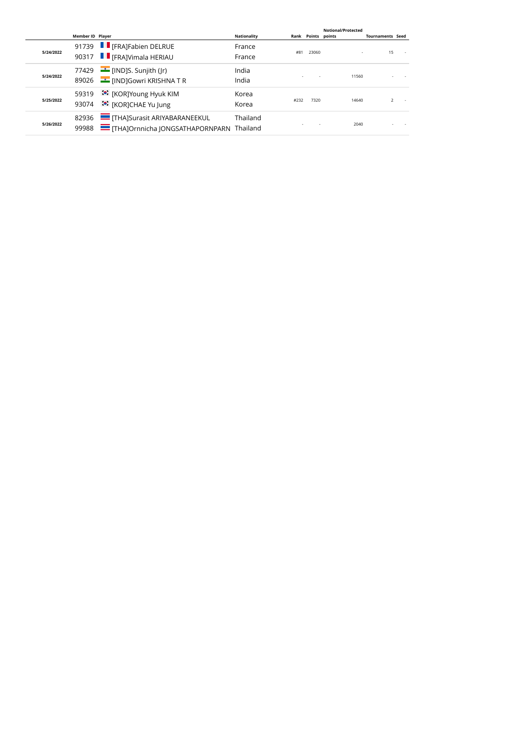| | Member ID | Player | Nationality | Rank | Points | Notional/Protected points | Tournaments | Seed |
|---|---|---|---|---|---|---|---|---|
| 5/24/2022 | 91739 | [FRA]Fabien DELRUE | France | #81 | 23060 | - | 15 | - |
| | 90317 | [FRA]Vimala HERIAU | France | | | | | |
| 5/24/2022 | 77429 | [IND]S. Sunjith (Jr) | India | - | - | 11560 | - | - |
| | 89026 | [IND]Gowri KRISHNA T R | India | | | | | |
| 5/25/2022 | 59319 | [KOR]Young Hyuk KIM | Korea | #232 | 7320 | 14640 | 2 | - |
| | 93074 | [KOR]CHAE Yu Jung | Korea | | | | | |
| 5/26/2022 | 82936 | [THA]Surasit ARIYABARANEEKUL | Thailand | - | - | 2040 | - | - |
| | 99988 | [THA]Ornnicha JONGSATHAPORNPARN | Thailand | | | | | |